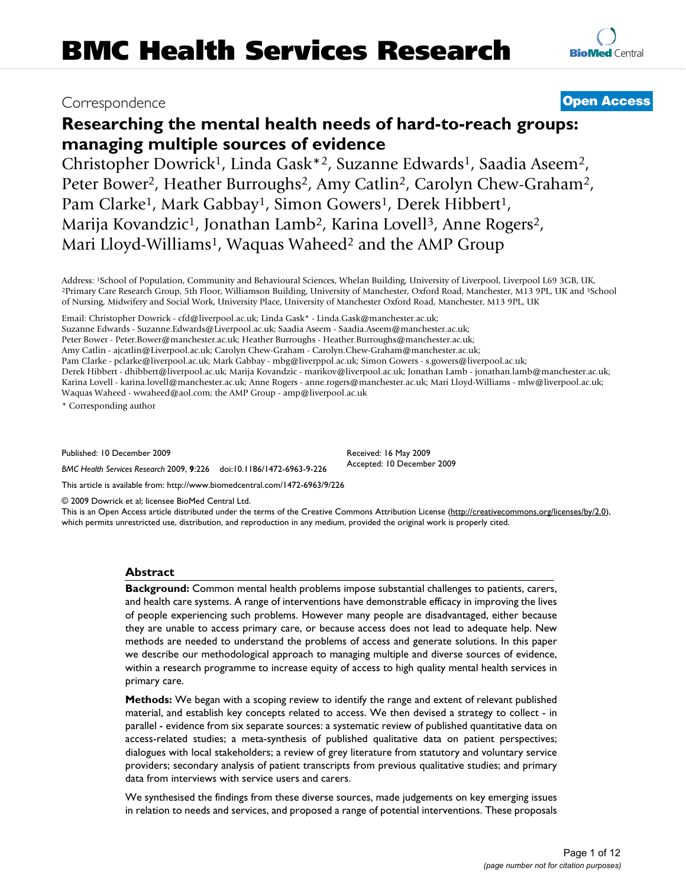# BMC Health Services Research

Correspondence

**Open Access**

# Researching the mental health needs of hard-to-reach groups: managing multiple sources of evidence

Christopher Dowrick[1], Linda Gask*[2], Suzanne Edwards[1], Saadia Aseem[2], Peter Bower[2], Heather Burroughs[2], Amy Catlin[2], Carolyn Chew-Graham[2], Pam Clarke[1], Mark Gabbay[1], Simon Gowers[1], Derek Hibbert[1], Marija Kovandzic[1], Jonathan Lamb[2], Karina Lovell[3], Anne Rogers[2], Mari Lloyd-Williams[1], Waquas Waheed[2] and the AMP Group

Address: [1]School of Population, Community and Behavioural Sciences, Whelan Building, University of Liverpool, Liverpool L69 3GB, UK, [2]Primary Care Research Group, 5th Floor, Williamson Building, University of Manchester, Oxford Road, Manchester, M13 9PL, UK and [3]School of Nursing, Midwifery and Social Work, University Place, University of Manchester Oxford Road, Manchester, M13 9PL, UK

Email: Christopher Dowrick - cfd@liverpool.ac.uk; Linda Gask* - Linda.Gask@manchester.ac.uk; Suzanne Edwards - Suzanne.Edwards@Liverpool.ac.uk; Saadia Aseem - Saadia.Aseem@manchester.ac.uk; Peter Bower - Peter.Bower@manchester.ac.uk; Heather Burroughs - Heather.Burroughs@manchester.ac.uk; Amy Catlin - ajcatlin@Liverpool.ac.uk; Carolyn Chew-Graham - Carolyn.Chew-Graham@manchester.ac.uk; Pam Clarke - pclarke@liverpool.ac.uk; Mark Gabbay - mbg@liverppol.ac.uk; Simon Gowers - s.gowers@liverpool.ac.uk; Derek Hibbert - dhibbert@liverpool.ac.uk; Marija Kovandzic - marikov@liverpool.ac.uk; Jonathan Lamb - jonathan.lamb@manchester.ac.uk; Karina Lovell - karina.lovell@manchester.ac.uk; Anne Rogers - anne.rogers@manchester.ac.uk; Mari Lloyd-Williams - mlw@liverpool.ac.uk; Waquas Waheed - wwaheed@aol.com; the AMP Group - amp@liverpool.ac.uk

\* Corresponding author

Published: 10 December 2009

*BMC Health Services Research* 2009, **9**:226 doi:10.1186/1472-6963-9-226

Received: 16 May 2009
Accepted: 10 December 2009

This article is available from: http://www.biomedcentral.com/1472-6963/9/226

© 2009 Dowrick et al; licensee BioMed Central Ltd.
This is an Open Access article distributed under the terms of the Creative Commons Attribution License (http://creativecommons.org/licenses/by/2.0), which permits unrestricted use, distribution, and reproduction in any medium, provided the original work is properly cited.

## Abstract

**Background:** Common mental health problems impose substantial challenges to patients, carers, and health care systems. A range of interventions have demonstrable efficacy in improving the lives of people experiencing such problems. However many people are disadvantaged, either because they are unable to access primary care, or because access does not lead to adequate help. New methods are needed to understand the problems of access and generate solutions. In this paper we describe our methodological approach to managing multiple and diverse sources of evidence, within a research programme to increase equity of access to high quality mental health services in primary care.

**Methods:** We began with a scoping review to identify the range and extent of relevant published material, and establish key concepts related to access. We then devised a strategy to collect - in parallel - evidence from six separate sources: a systematic review of published quantitative data on access-related studies; a meta-synthesis of published qualitative data on patient perspectives; dialogues with local stakeholders; a review of grey literature from statutory and voluntary service providers; secondary analysis of patient transcripts from previous qualitative studies; and primary data from interviews with service users and carers.

We synthesised the findings from these diverse sources, made judgements on key emerging issues in relation to needs and services, and proposed a range of potential interventions. These proposals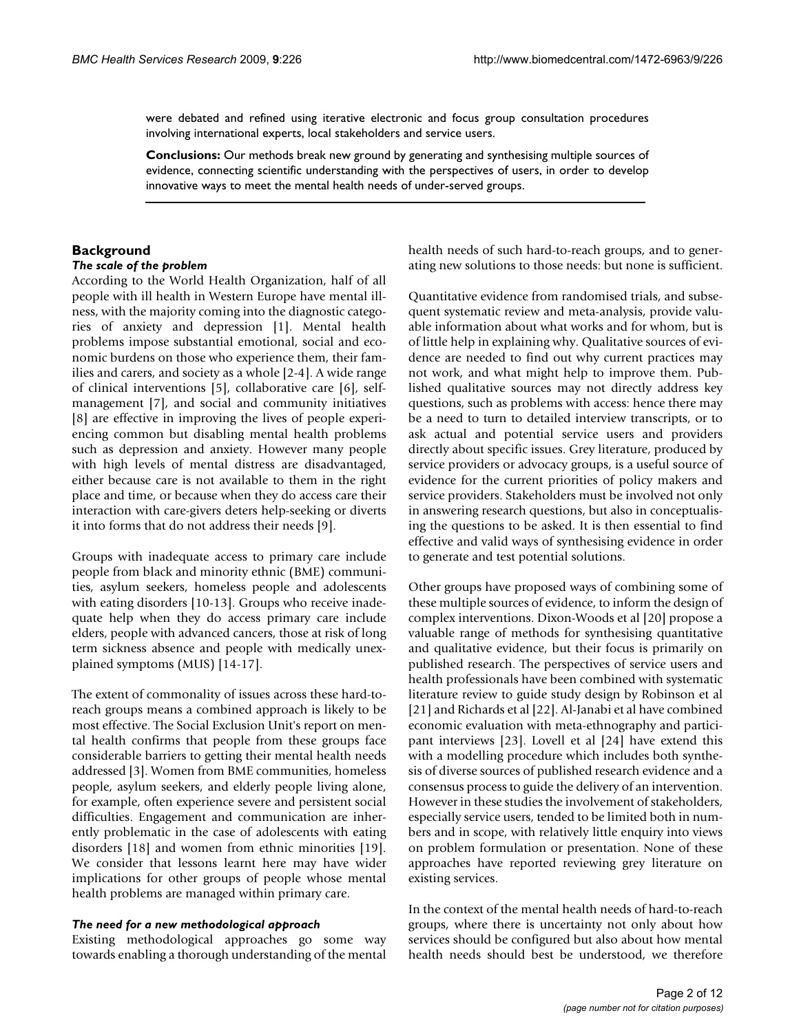were debated and refined using iterative electronic and focus group consultation procedures involving international experts, local stakeholders and service users.

**Conclusions:** Our methods break new ground by generating and synthesising multiple sources of evidence, connecting scientific understanding with the perspectives of users, in order to develop innovative ways to meet the mental health needs of under-served groups.

## Background

### *The scale of the problem*

According to the World Health Organization, half of all people with ill health in Western Europe have mental illness, with the majority coming into the diagnostic categories of anxiety and depression [1]. Mental health problems impose substantial emotional, social and economic burdens on those who experience them, their families and carers, and society as a whole [2-4]. A wide range of clinical interventions [5], collaborative care [6], self-management [7], and social and community initiatives [8] are effective in improving the lives of people experiencing common but disabling mental health problems such as depression and anxiety. However many people with high levels of mental distress are disadvantaged, either because care is not available to them in the right place and time, or because when they do access care their interaction with care-givers deters help-seeking or diverts it into forms that do not address their needs [9].

Groups with inadequate access to primary care include people from black and minority ethnic (BME) communities, asylum seekers, homeless people and adolescents with eating disorders [10-13]. Groups who receive inadequate help when they do access primary care include elders, people with advanced cancers, those at risk of long term sickness absence and people with medically unexplained symptoms (MUS) [14-17].

The extent of commonality of issues across these hard-to-reach groups means a combined approach is likely to be most effective. The Social Exclusion Unit's report on mental health confirms that people from these groups face considerable barriers to getting their mental health needs addressed [3]. Women from BME communities, homeless people, asylum seekers, and elderly people living alone, for example, often experience severe and persistent social difficulties. Engagement and communication are inherently problematic in the case of adolescents with eating disorders [18] and women from ethnic minorities [19]. We consider that lessons learnt here may have wider implications for other groups of people whose mental health problems are managed within primary care.

### *The need for a new methodological approach*

Existing methodological approaches go some way towards enabling a thorough understanding of the mental health needs of such hard-to-reach groups, and to generating new solutions to those needs: but none is sufficient.

Quantitative evidence from randomised trials, and subsequent systematic review and meta-analysis, provide valuable information about what works and for whom, but is of little help in explaining why. Qualitative sources of evidence are needed to find out why current practices may not work, and what might help to improve them. Published qualitative sources may not directly address key questions, such as problems with access: hence there may be a need to turn to detailed interview transcripts, or to ask actual and potential service users and providers directly about specific issues. Grey literature, produced by service providers or advocacy groups, is a useful source of evidence for the current priorities of policy makers and service providers. Stakeholders must be involved not only in answering research questions, but also in conceptualising the questions to be asked. It is then essential to find effective and valid ways of synthesising evidence in order to generate and test potential solutions.

Other groups have proposed ways of combining some of these multiple sources of evidence, to inform the design of complex interventions. Dixon-Woods et al [20] propose a valuable range of methods for synthesising quantitative and qualitative evidence, but their focus is primarily on published research. The perspectives of service users and health professionals have been combined with systematic literature review to guide study design by Robinson et al [21] and Richards et al [22]. Al-Janabi et al have combined economic evaluation with meta-ethnography and participant interviews [23]. Lovell et al [24] have extend this with a modelling procedure which includes both synthesis of diverse sources of published research evidence and a consensus process to guide the delivery of an intervention. However in these studies the involvement of stakeholders, especially service users, tended to be limited both in numbers and in scope, with relatively little enquiry into views on problem formulation or presentation. None of these approaches have reported reviewing grey literature on existing services.

In the context of the mental health needs of hard-to-reach groups, where there is uncertainty not only about how services should be configured but also about how mental health needs should best be understood, we therefore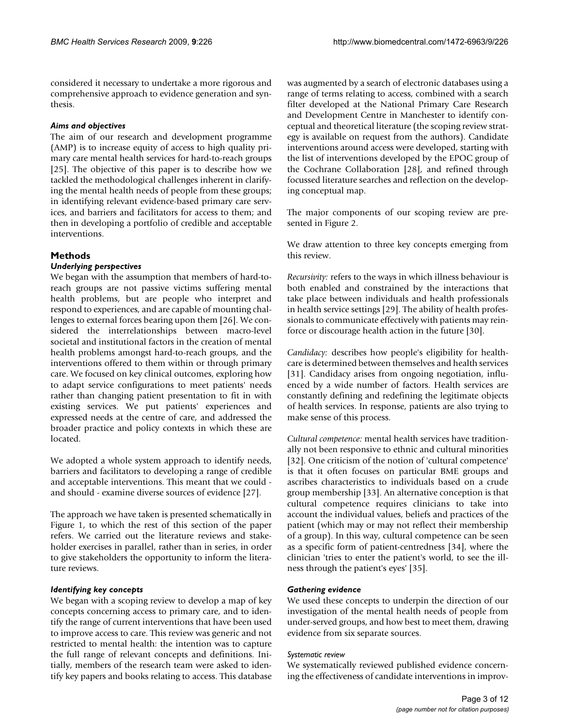considered it necessary to undertake a more rigorous and comprehensive approach to evidence generation and synthesis.

### *Aims and objectives*

The aim of our research and development programme (AMP) is to increase equity of access to high quality primary care mental health services for hard-to-reach groups [25]. The objective of this paper is to describe how we tackled the methodological challenges inherent in clarifying the mental health needs of people from these groups; in identifying relevant evidence-based primary care services, and barriers and facilitators for access to them; and then in developing a portfolio of credible and acceptable interventions.

## Methods

### *Underlying perspectives*

We began with the assumption that members of hard-to-reach groups are not passive victims suffering mental health problems, but are people who interpret and respond to experiences, and are capable of mounting challenges to external forces bearing upon them [26]. We considered the interrelationships between macro-level societal and institutional factors in the creation of mental health problems amongst hard-to-reach groups, and the interventions offered to them within or through primary care. We focused on key clinical outcomes, exploring how to adapt service configurations to meet patients' needs rather than changing patient presentation to fit in with existing services. We put patients' experiences and expressed needs at the centre of care, and addressed the broader practice and policy contexts in which these are located.

We adopted a whole system approach to identify needs, barriers and facilitators to developing a range of credible and acceptable interventions. This meant that we could - and should - examine diverse sources of evidence [27].

The approach we have taken is presented schematically in Figure 1, to which the rest of this section of the paper refers. We carried out the literature reviews and stakeholder exercises in parallel, rather than in series, in order to give stakeholders the opportunity to inform the literature reviews.

### *Identifying key concepts*

We began with a scoping review to develop a map of key concepts concerning access to primary care, and to identify the range of current interventions that have been used to improve access to care. This review was generic and not restricted to mental health: the intention was to capture the full range of relevant concepts and definitions. Initially, members of the research team were asked to identify key papers and books relating to access. This database was augmented by a search of electronic databases using a range of terms relating to access, combined with a search filter developed at the National Primary Care Research and Development Centre in Manchester to identify conceptual and theoretical literature (the scoping review strategy is available on request from the authors). Candidate interventions around access were developed, starting with the list of interventions developed by the EPOC group of the Cochrane Collaboration [28], and refined through focussed literature searches and reflection on the developing conceptual map.

The major components of our scoping review are presented in Figure 2.

We draw attention to three key concepts emerging from this review.

*Recursivity:* refers to the ways in which illness behaviour is both enabled and constrained by the interactions that take place between individuals and health professionals in health service settings [29]. The ability of health professionals to communicate effectively with patients may reinforce or discourage health action in the future [30].

*Candidacy:* describes how people's eligibility for healthcare is determined between themselves and health services [31]. Candidacy arises from ongoing negotiation, influenced by a wide number of factors. Health services are constantly defining and redefining the legitimate objects of health services. In response, patients are also trying to make sense of this process.

*Cultural competence:* mental health services have traditionally not been responsive to ethnic and cultural minorities [32]. One criticism of the notion of 'cultural competence' is that it often focuses on particular BME groups and ascribes characteristics to individuals based on a crude group membership [33]. An alternative conception is that cultural competence requires clinicians to take into account the individual values, beliefs and practices of the patient (which may or may not reflect their membership of a group). In this way, cultural competence can be seen as a specific form of patient-centredness [34], where the clinician 'tries to enter the patient's world, to see the illness through the patient's eyes' [35].

### *Gathering evidence*

We used these concepts to underpin the direction of our investigation of the mental health needs of people from under-served groups, and how best to meet them, drawing evidence from six separate sources.

#### *Systematic review*

We systematically reviewed published evidence concerning the effectiveness of candidate interventions in improv-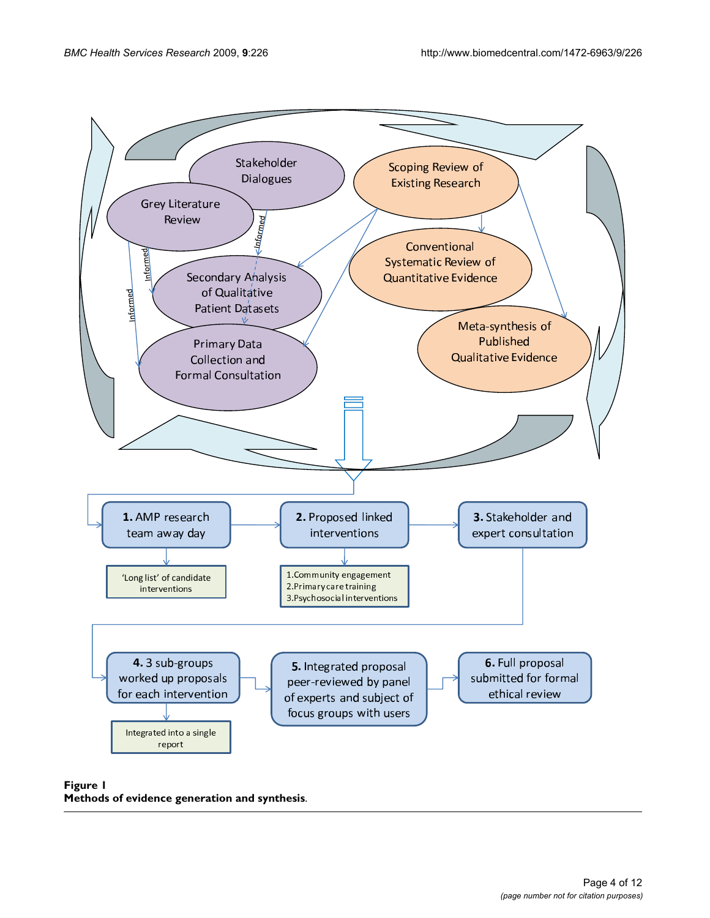Stakeholder Dialogues

Grey Literature Review

Secondary Analysis of Qualitative Patient Datasets

Primary Data Collection and Formal Consultation

Informed

Informed

Informed

Scoping Review of Existing Research

Conventional Systematic Review of Quantitative Evidence

Meta-synthesis of Published Qualitative Evidence

**1.** AMP research team away day

'Long list' of candidate interventions

**2.** Proposed linked interventions

1. Community engagement
2. Primary care training
3. Psychosocial interventions

**3.** Stakeholder and expert consultation

**4.** 3 sub-groups worked up proposals for each intervention

Integrated into a single report

**5.** Integrated proposal peer-reviewed by panel of experts and subject of focus groups with users

**6.** Full proposal submitted for formal ethical review

**Figure 1**
**Methods of evidence generation and synthesis.**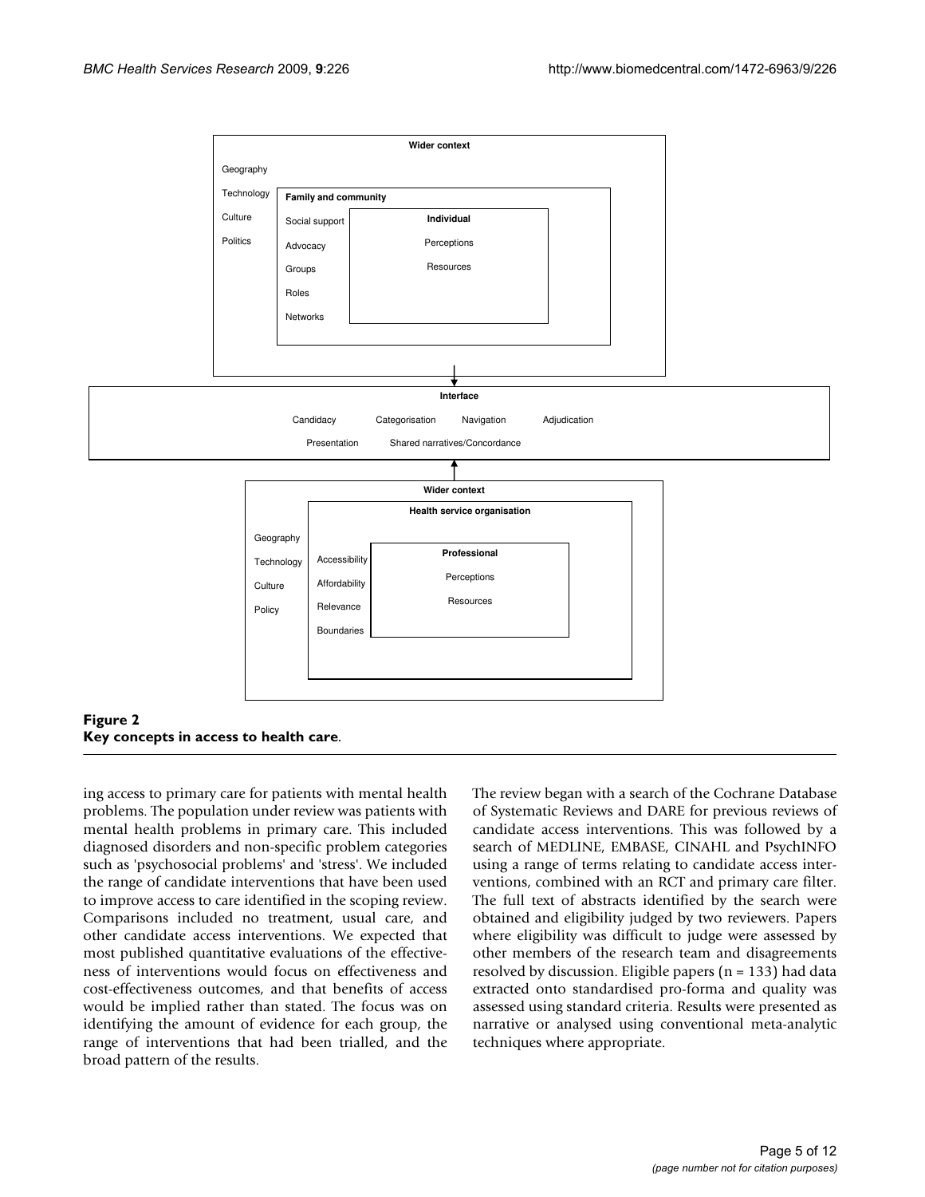Wider context

Geography

Technology

Culture

Politics

Family and community

Social support

Advocacy

Groups

Roles

Networks

Individual

Perceptions

Resources

Interface

Candidacy Categorisation Navigation Adjudication

Presentation Shared narratives/Concordance

Wider context

Health service organisation

Geography

Technology

Culture

Policy

Accessibility

Affordability

Relevance

Boundaries

Professional

Perceptions

Resources

**Figure 2**
**Key concepts in access to health care.**

ing access to primary care for patients with mental health problems. The population under review was patients with mental health problems in primary care. This included diagnosed disorders and non-specific problem categories such as 'psychosocial problems' and 'stress'. We included the range of candidate interventions that have been used to improve access to care identified in the scoping review. Comparisons included no treatment, usual care, and other candidate access interventions. We expected that most published quantitative evaluations of the effectiveness of interventions would focus on effectiveness and cost-effectiveness outcomes, and that benefits of access would be implied rather than stated. The focus was on identifying the amount of evidence for each group, the range of interventions that had been trialled, and the broad pattern of the results.

The review began with a search of the Cochrane Database of Systematic Reviews and DARE for previous reviews of candidate access interventions. This was followed by a search of MEDLINE, EMBASE, CINAHL and PsychINFO using a range of terms relating to candidate access interventions, combined with an RCT and primary care filter. The full text of abstracts identified by the search were obtained and eligibility judged by two reviewers. Papers where eligibility was difficult to judge were assessed by other members of the research team and disagreements resolved by discussion. Eligible papers (n = 133) had data extracted onto standardised pro-forma and quality was assessed using standard criteria. Results were presented as narrative or analysed using conventional meta-analytic techniques where appropriate.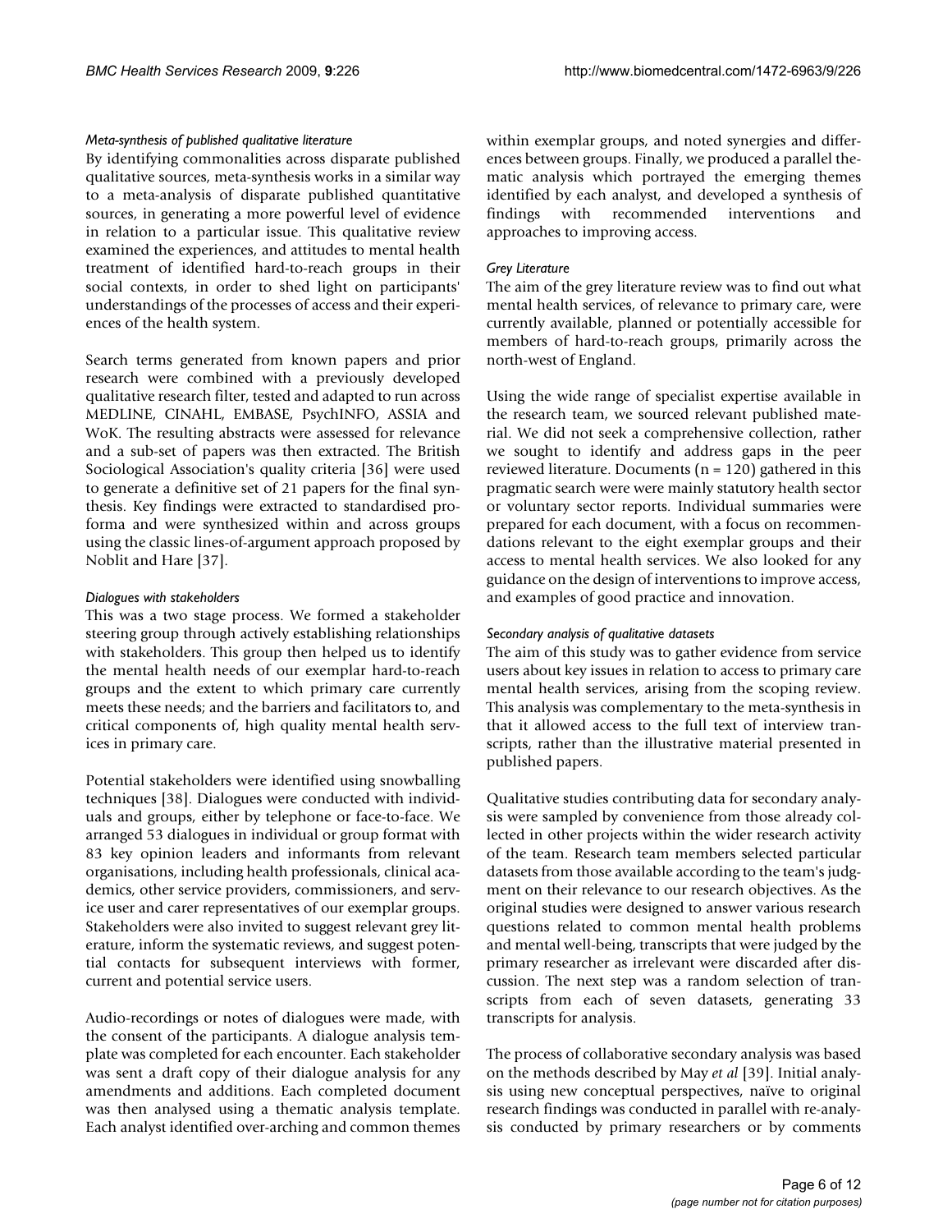#### *Meta-synthesis of published qualitative literature*

By identifying commonalities across disparate published qualitative sources, meta-synthesis works in a similar way to a meta-analysis of disparate published quantitative sources, in generating a more powerful level of evidence in relation to a particular issue. This qualitative review examined the experiences, and attitudes to mental health treatment of identified hard-to-reach groups in their social contexts, in order to shed light on participants' understandings of the processes of access and their experiences of the health system.

Search terms generated from known papers and prior research were combined with a previously developed qualitative research filter, tested and adapted to run across MEDLINE, CINAHL, EMBASE, PsychINFO, ASSIA and WoK. The resulting abstracts were assessed for relevance and a sub-set of papers was then extracted. The British Sociological Association's quality criteria [36] were used to generate a definitive set of 21 papers for the final synthesis. Key findings were extracted to standardised pro-forma and were synthesized within and across groups using the classic lines-of-argument approach proposed by Noblit and Hare [37].

#### *Dialogues with stakeholders*

This was a two stage process. We formed a stakeholder steering group through actively establishing relationships with stakeholders. This group then helped us to identify the mental health needs of our exemplar hard-to-reach groups and the extent to which primary care currently meets these needs; and the barriers and facilitators to, and critical components of, high quality mental health services in primary care.

Potential stakeholders were identified using snowballing techniques [38]. Dialogues were conducted with individuals and groups, either by telephone or face-to-face. We arranged 53 dialogues in individual or group format with 83 key opinion leaders and informants from relevant organisations, including health professionals, clinical academics, other service providers, commissioners, and service user and carer representatives of our exemplar groups. Stakeholders were also invited to suggest relevant grey literature, inform the systematic reviews, and suggest potential contacts for subsequent interviews with former, current and potential service users.

Audio-recordings or notes of dialogues were made, with the consent of the participants. A dialogue analysis template was completed for each encounter. Each stakeholder was sent a draft copy of their dialogue analysis for any amendments and additions. Each completed document was then analysed using a thematic analysis template. Each analyst identified over-arching and common themes within exemplar groups, and noted synergies and differences between groups. Finally, we produced a parallel thematic analysis which portrayed the emerging themes identified by each analyst, and developed a synthesis of findings with recommended interventions and approaches to improving access.

#### *Grey Literature*

The aim of the grey literature review was to find out what mental health services, of relevance to primary care, were currently available, planned or potentially accessible for members of hard-to-reach groups, primarily across the north-west of England.

Using the wide range of specialist expertise available in the research team, we sourced relevant published material. We did not seek a comprehensive collection, rather we sought to identify and address gaps in the peer reviewed literature. Documents (n = 120) gathered in this pragmatic search were mainly statutory health sector or voluntary sector reports. Individual summaries were prepared for each document, with a focus on recommendations relevant to the eight exemplar groups and their access to mental health services. We also looked for any guidance on the design of interventions to improve access, and examples of good practice and innovation.

#### *Secondary analysis of qualitative datasets*

The aim of this study was to gather evidence from service users about key issues in relation to access to primary care mental health services, arising from the scoping review. This analysis was complementary to the meta-synthesis in that it allowed access to the full text of interview transcripts, rather than the illustrative material presented in published papers.

Qualitative studies contributing data for secondary analysis were sampled by convenience from those already collected in other projects within the wider research activity of the team. Research team members selected particular datasets from those available according to the team's judgment on their relevance to our research objectives. As the original studies were designed to answer various research questions related to common mental health problems and mental well-being, transcripts that were judged by the primary researcher as irrelevant were discarded after discussion. The next step was a random selection of transcripts from each of seven datasets, generating 33 transcripts for analysis.

The process of collaborative secondary analysis was based on the methods described by May *et al* [39]. Initial analysis using new conceptual perspectives, naïve to original research findings was conducted in parallel with re-analysis conducted by primary researchers or by comments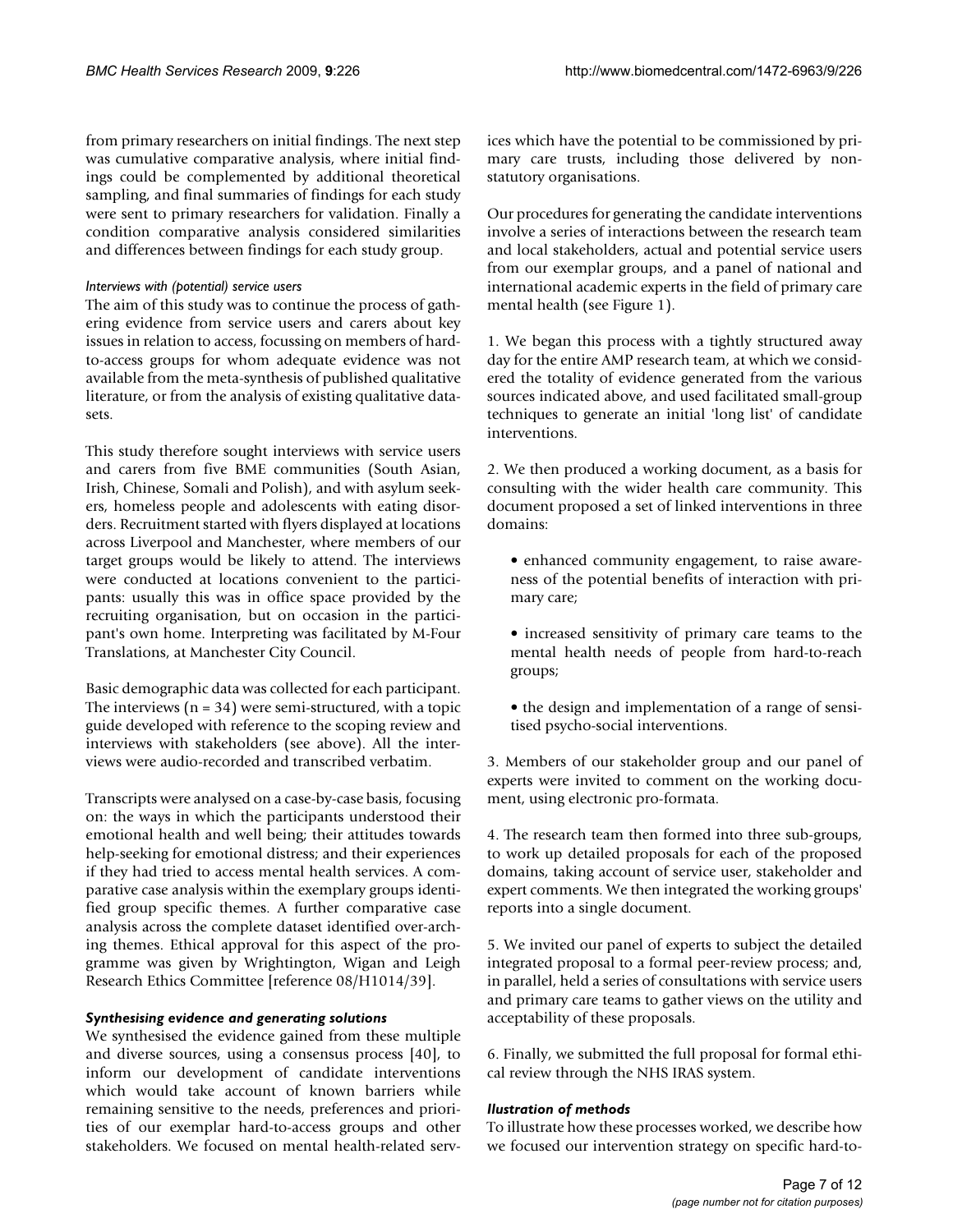from primary researchers on initial findings. The next step was cumulative comparative analysis, where initial findings could be complemented by additional theoretical sampling, and final summaries of findings for each study were sent to primary researchers for validation. Finally a condition comparative analysis considered similarities and differences between findings for each study group.

#### *Interviews with (potential) service users*

The aim of this study was to continue the process of gathering evidence from service users and carers about key issues in relation to access, focussing on members of hard-to-access groups for whom adequate evidence was not available from the meta-synthesis of published qualitative literature, or from the analysis of existing qualitative datasets.

This study therefore sought interviews with service users and carers from five BME communities (South Asian, Irish, Chinese, Somali and Polish), and with asylum seekers, homeless people and adolescents with eating disorders. Recruitment started with flyers displayed at locations across Liverpool and Manchester, where members of our target groups would be likely to attend. The interviews were conducted at locations convenient to the participants: usually this was in office space provided by the recruiting organisation, but on occasion in the participant's own home. Interpreting was facilitated by M-Four Translations, at Manchester City Council.

Basic demographic data was collected for each participant. The interviews (n = 34) were semi-structured, with a topic guide developed with reference to the scoping review and interviews with stakeholders (see above). All the interviews were audio-recorded and transcribed verbatim.

Transcripts were analysed on a case-by-case basis, focusing on: the ways in which the participants understood their emotional health and well being; their attitudes towards help-seeking for emotional distress; and their experiences if they had tried to access mental health services. A comparative case analysis within the exemplary groups identified group specific themes. A further comparative case analysis across the complete dataset identified over-arching themes. Ethical approval for this aspect of the programme was given by Wrightington, Wigan and Leigh Research Ethics Committee [reference 08/H1014/39].

### *Synthesising evidence and generating solutions*

We synthesised the evidence gained from these multiple and diverse sources, using a consensus process [40], to inform our development of candidate interventions which would take account of known barriers while remaining sensitive to the needs, preferences and priorities of our exemplar hard-to-access groups and other stakeholders. We focused on mental health-related services which have the potential to be commissioned by primary care trusts, including those delivered by non-statutory organisations.

Our procedures for generating the candidate interventions involve a series of interactions between the research team and local stakeholders, actual and potential service users from our exemplar groups, and a panel of national and international academic experts in the field of primary care mental health (see Figure 1).

1. We began this process with a tightly structured away day for the entire AMP research team, at which we considered the totality of evidence generated from the various sources indicated above, and used facilitated small-group techniques to generate an initial 'long list' of candidate interventions.

2. We then produced a working document, as a basis for consulting with the wider health care community. This document proposed a set of linked interventions in three domains:

- enhanced community engagement, to raise awareness of the potential benefits of interaction with primary care;
- increased sensitivity of primary care teams to the mental health needs of people from hard-to-reach groups;
- the design and implementation of a range of sensitised psycho-social interventions.

3. Members of our stakeholder group and our panel of experts were invited to comment on the working document, using electronic pro-formata.

4. The research team then formed into three sub-groups, to work up detailed proposals for each of the proposed domains, taking account of service user, stakeholder and expert comments. We then integrated the working groups' reports into a single document.

5. We invited our panel of experts to subject the detailed integrated proposal to a formal peer-review process; and, in parallel, held a series of consultations with service users and primary care teams to gather views on the utility and acceptability of these proposals.

6. Finally, we submitted the full proposal for formal ethical review through the NHS IRAS system.

### *Ilustration of methods*

To illustrate how these processes worked, we describe how we focused our intervention strategy on specific hard-to-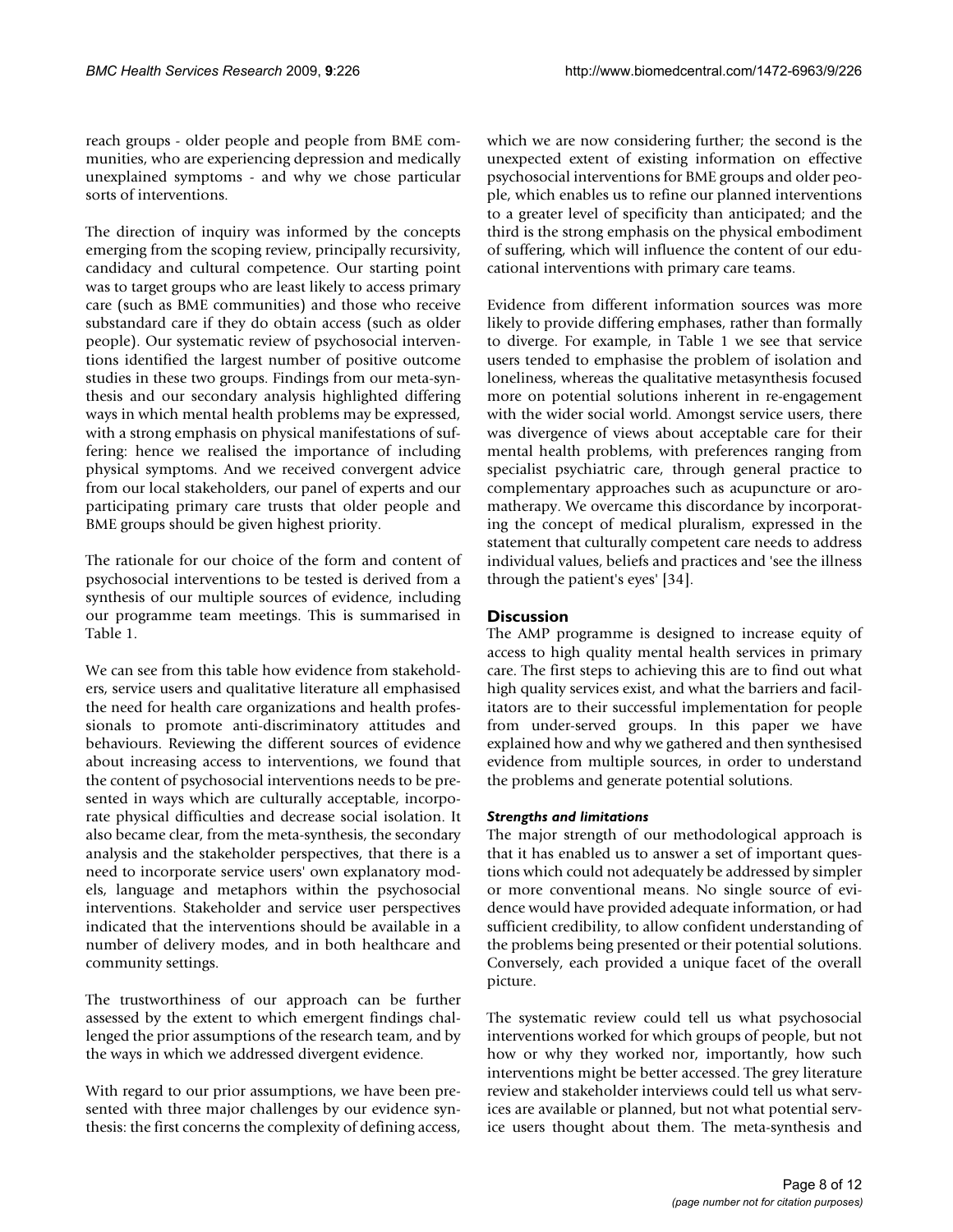reach groups - older people and people from BME communities, who are experiencing depression and medically unexplained symptoms - and why we chose particular sorts of interventions.

The direction of inquiry was informed by the concepts emerging from the scoping review, principally recursivity, candidacy and cultural competence. Our starting point was to target groups who are least likely to access primary care (such as BME communities) and those who receive substandard care if they do obtain access (such as older people). Our systematic review of psychosocial interventions identified the largest number of positive outcome studies in these two groups. Findings from our meta-synthesis and our secondary analysis highlighted differing ways in which mental health problems may be expressed, with a strong emphasis on physical manifestations of suffering: hence we realised the importance of including physical symptoms. And we received convergent advice from our local stakeholders, our panel of experts and our participating primary care trusts that older people and BME groups should be given highest priority.

The rationale for our choice of the form and content of psychosocial interventions to be tested is derived from a synthesis of our multiple sources of evidence, including our programme team meetings. This is summarised in Table 1.

We can see from this table how evidence from stakeholders, service users and qualitative literature all emphasised the need for health care organizations and health professionals to promote anti-discriminatory attitudes and behaviours. Reviewing the different sources of evidence about increasing access to interventions, we found that the content of psychosocial interventions needs to be presented in ways which are culturally acceptable, incorporate physical difficulties and decrease social isolation. It also became clear, from the meta-synthesis, the secondary analysis and the stakeholder perspectives, that there is a need to incorporate service users' own explanatory models, language and metaphors within the psychosocial interventions. Stakeholder and service user perspectives indicated that the interventions should be available in a number of delivery modes, and in both healthcare and community settings.

The trustworthiness of our approach can be further assessed by the extent to which emergent findings challenged the prior assumptions of the research team, and by the ways in which we addressed divergent evidence.

With regard to our prior assumptions, we have been presented with three major challenges by our evidence synthesis: the first concerns the complexity of defining access, which we are now considering further; the second is the unexpected extent of existing information on effective psychosocial interventions for BME groups and older people, which enables us to refine our planned interventions to a greater level of specificity than anticipated; and the third is the strong emphasis on the physical embodiment of suffering, which will influence the content of our educational interventions with primary care teams.

Evidence from different information sources was more likely to provide differing emphases, rather than formally to diverge. For example, in Table 1 we see that service users tended to emphasise the problem of isolation and loneliness, whereas the qualitative metasynthesis focused more on potential solutions inherent in re-engagement with the wider social world. Amongst service users, there was divergence of views about acceptable care for their mental health problems, with preferences ranging from specialist psychiatric care, through general practice to complementary approaches such as acupuncture or aromatherapy. We overcame this discordance by incorporating the concept of medical pluralism, expressed in the statement that culturally competent care needs to address individual values, beliefs and practices and 'see the illness through the patient's eyes' [34].

## Discussion

The AMP programme is designed to increase equity of access to high quality mental health services in primary care. The first steps to achieving this are to find out what high quality services exist, and what the barriers and facilitators are to their successful implementation for people from under-served groups. In this paper we have explained how and why we gathered and then synthesised evidence from multiple sources, in order to understand the problems and generate potential solutions.

### *Strengths and limitations*

The major strength of our methodological approach is that it has enabled us to answer a set of important questions which could not adequately be addressed by simpler or more conventional means. No single source of evidence would have provided adequate information, or had sufficient credibility, to allow confident understanding of the problems being presented or their potential solutions. Conversely, each provided a unique facet of the overall picture.

The systematic review could tell us what psychosocial interventions worked for which groups of people, but not how or why they worked nor, importantly, how such interventions might be better accessed. The grey literature review and stakeholder interviews could tell us what services are available or planned, but not what potential service users thought about them. The meta-synthesis and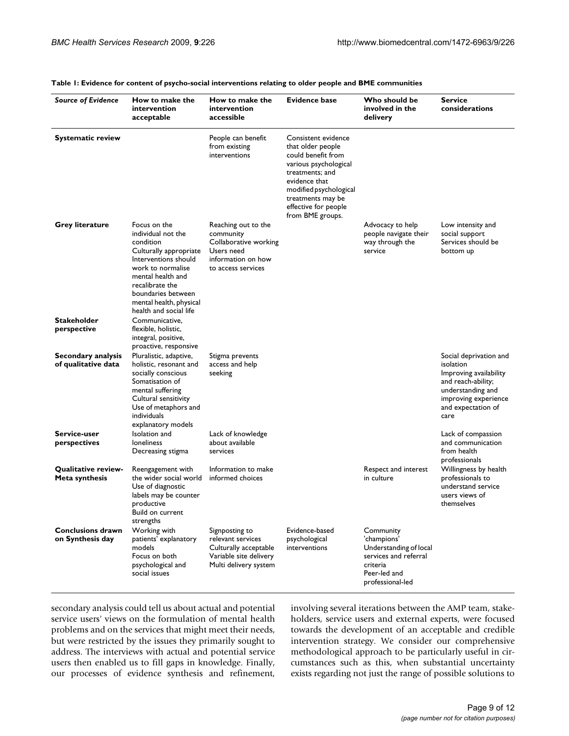**Table 1: Evidence for content of psycho-social interventions relating to older people and BME communities**

| *Source of Evidence* | How to make the intervention acceptable | How to make the intervention accessible | Evidence base | Who should be involved in the delivery | Service considerations |
|---|---|---|---|---|---|
| **Systematic review** | | People can benefit from existing interventions | Consistent evidence that older people could benefit from various psychological treatments; and evidence that modified psychological treatments may be effective for people from BME groups. | | |
| **Grey literature** | Focus on the individual not the condition<br>Culturally appropriate<br>Interventions should work to normalise mental health and recalibrate the boundaries between mental health, physical health and social life | Reaching out to the community<br>Collaborative working<br>Users need information on how to access services | | Advocacy to help people navigate their way through the service | Low intensity and social support<br>Services should be bottom up |
| **Stakeholder perspective** | Communicative, flexible, holistic, integral, positive, proactive, responsive | | | | |
| **Secondary analysis of qualitative data** | Pluralistic, adaptive, holistic, resonant and socially conscious<br>Somatisation of mental suffering<br>Cultural sensitivity<br>Use of metaphors and individuals explanatory models | Stigma prevents access and help seeking | | | Social deprivation and isolation<br>Improving availability and reach-ability; understanding and improving experience and expectation of care |
| **Service-user perspectives** | Isolation and loneliness<br>Decreasing stigma | Lack of knowledge about available services | | | Lack of compassion and communication from health professionals |
| **Qualitative review-Meta synthesis** | Reengagement with the wider social world<br>Use of diagnostic labels may be counter productive<br>Build on current strengths | Information to make informed choices | | Respect and interest in culture | Willingness by health professionals to understand service users views of themselves |
| **Conclusions drawn on Synthesis day** | Working with patients' explanatory models<br>Focus on both psychological and social issues | Signposting to relevant services<br>Culturally acceptable<br>Variable site delivery<br>Multi delivery system | Evidence-based psychological interventions | Community 'champions'<br>Understanding of local services and referral criteria<br>Peer-led and professional-led | |

secondary analysis could tell us about actual and potential service users' views on the formulation of mental health problems and on the services that might meet their needs, but were restricted by the issues they primarily sought to address. The interviews with actual and potential service users then enabled us to fill gaps in knowledge. Finally, our processes of evidence synthesis and refinement, involving several iterations between the AMP team, stakeholders, service users and external experts, were focused towards the development of an acceptable and credible intervention strategy. We consider our comprehensive methodological approach to be particularly useful in circumstances such as this, when substantial uncertainty exists regarding not just the range of possible solutions to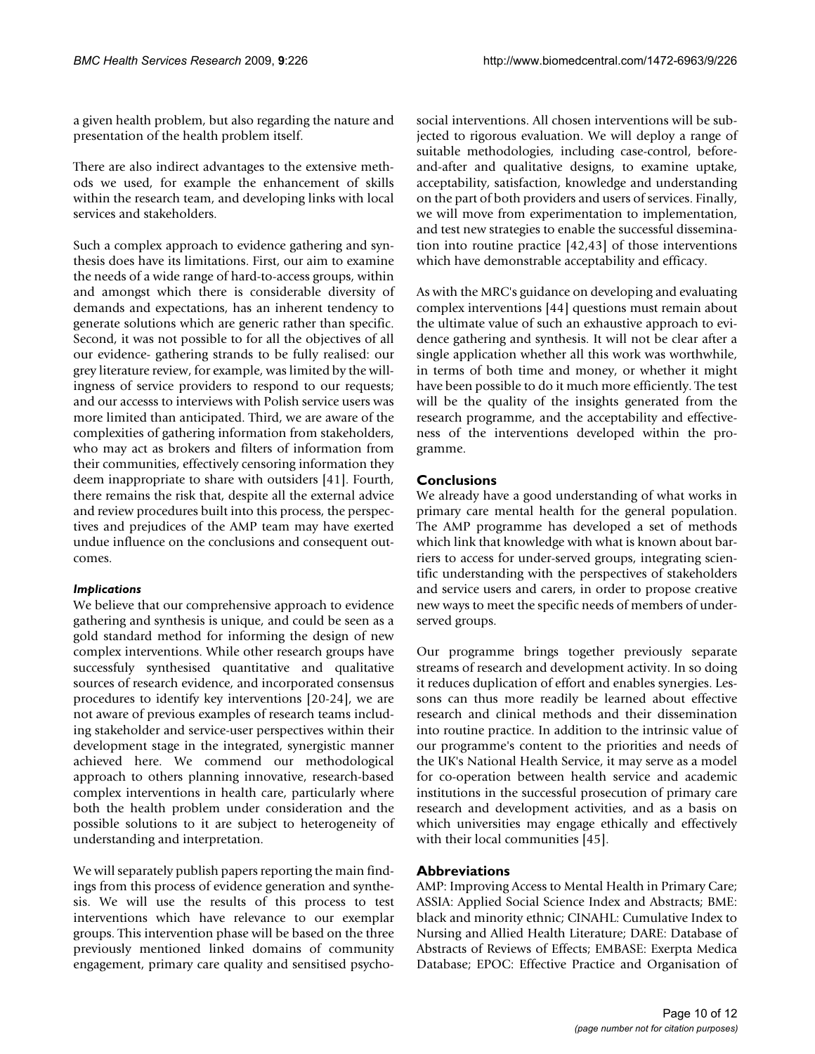a given health problem, but also regarding the nature and presentation of the health problem itself.

There are also indirect advantages to the extensive methods we used, for example the enhancement of skills within the research team, and developing links with local services and stakeholders.

Such a complex approach to evidence gathering and synthesis does have its limitations. First, our aim to examine the needs of a wide range of hard-to-access groups, within and amongst which there is considerable diversity of demands and expectations, has an inherent tendency to generate solutions which are generic rather than specific. Second, it was not possible to for all the objectives of all our evidence- gathering strands to be fully realised: our grey literature review, for example, was limited by the willingness of service providers to respond to our requests; and our accesss to interviews with Polish service users was more limited than anticipated. Third, we are aware of the complexities of gathering information from stakeholders, who may act as brokers and filters of information from their communities, effectively censoring information they deem inappropriate to share with outsiders [41]. Fourth, there remains the risk that, despite all the external advice and review procedures built into this process, the perspectives and prejudices of the AMP team may have exerted undue influence on the conclusions and consequent outcomes.

### *Implications*

We believe that our comprehensive approach to evidence gathering and synthesis is unique, and could be seen as a gold standard method for informing the design of new complex interventions. While other research groups have successfuly synthesised quantitative and qualitative sources of research evidence, and incorporated consensus procedures to identify key interventions [20-24], we are not aware of previous examples of research teams including stakeholder and service-user perspectives within their development stage in the integrated, synergistic manner achieved here. We commend our methodological approach to others planning innovative, research-based complex interventions in health care, particularly where both the health problem under consideration and the possible solutions to it are subject to heterogeneity of understanding and interpretation.

We will separately publish papers reporting the main findings from this process of evidence generation and synthesis. We will use the results of this process to test interventions which have relevance to our exemplar groups. This intervention phase will be based on the three previously mentioned linked domains of community engagement, primary care quality and sensitised psychosocial interventions. All chosen interventions will be subjected to rigorous evaluation. We will deploy a range of suitable methodologies, including case-control, before-and-after and qualitative designs, to examine uptake, acceptability, satisfaction, knowledge and understanding on the part of both providers and users of services. Finally, we will move from experimentation to implementation, and test new strategies to enable the successful dissemination into routine practice [42,43] of those interventions which have demonstrable acceptability and efficacy.

As with the MRC's guidance on developing and evaluating complex interventions [44] questions must remain about the ultimate value of such an exhaustive approach to evidence gathering and synthesis. It will not be clear after a single application whether all this work was worthwhile, in terms of both time and money, or whether it might have been possible to do it much more efficiently. The test will be the quality of the insights generated from the research programme, and the acceptability and effectiveness of the interventions developed within the programme.

## Conclusions

We already have a good understanding of what works in primary care mental health for the general population. The AMP programme has developed a set of methods which link that knowledge with what is known about barriers to access for under-served groups, integrating scientific understanding with the perspectives of stakeholders and service users and carers, in order to propose creative new ways to meet the specific needs of members of under-served groups.

Our programme brings together previously separate streams of research and development activity. In so doing it reduces duplication of effort and enables synergies. Lessons can thus more readily be learned about effective research and clinical methods and their dissemination into routine practice. In addition to the intrinsic value of our programme's content to the priorities and needs of the UK's National Health Service, it may serve as a model for co-operation between health service and academic institutions in the successful prosecution of primary care research and development activities, and as a basis on which universities may engage ethically and effectively with their local communities [45].

## Abbreviations

AMP: Improving Access to Mental Health in Primary Care; ASSIA: Applied Social Science Index and Abstracts; BME: black and minority ethnic; CINAHL: Cumulative Index to Nursing and Allied Health Literature; DARE: Database of Abstracts of Reviews of Effects; EMBASE: Exerpta Medica Database; EPOC: Effective Practice and Organisation of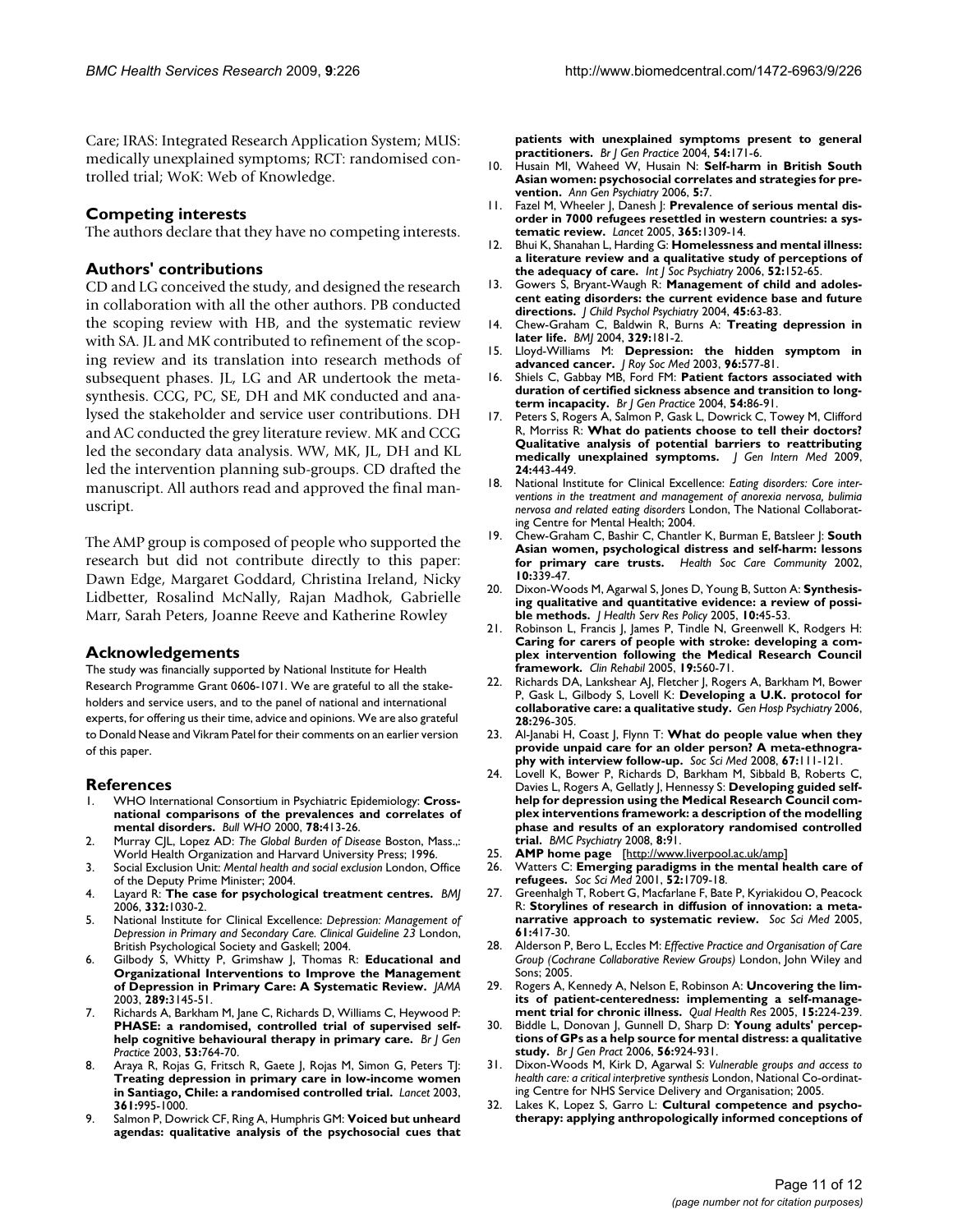Care; IRAS: Integrated Research Application System; MUS: medically unexplained symptoms; RCT: randomised controlled trial; WoK: Web of Knowledge.

## Competing interests

The authors declare that they have no competing interests.

## Authors' contributions

CD and LG conceived the study, and designed the research in collaboration with all the other authors. PB conducted the scoping review with HB, and the systematic review with SA. JL and MK contributed to refinement of the scoping review and its translation into research methods of subsequent phases. JL, LG and AR undertook the meta-synthesis. CCG, PC, SE, DH and MK conducted and analysed the stakeholder and service user contributions. DH and AC conducted the grey literature review. MK and CCG led the secondary data analysis. WW, MK, JL, DH and KL led the intervention planning sub-groups. CD drafted the manuscript. All authors read and approved the final manuscript.

The AMP group is composed of people who supported the research but did not contribute directly to this paper: Dawn Edge, Margaret Goddard, Christina Ireland, Nicky Lidbetter, Rosalind McNally, Rajan Madhok, Gabrielle Marr, Sarah Peters, Joanne Reeve and Katherine Rowley

## Acknowledgements

The study was financially supported by National Institute for Health Research Programme Grant 0606-1071. We are grateful to all the stakeholders and service users, and to the panel of national and international experts, for offering us their time, advice and opinions. We are also grateful to Donald Nease and Vikram Patel for their comments on an earlier version of this paper.

## References

1. WHO International Consortium in Psychiatric Epidemiology: **Cross-national comparisons of the prevalences and correlates of mental disorders.** *Bull WHO* 2000, **78:**413-26.
2. Murray CJL, Lopez AD: *The Global Burden of Disease* Boston, Mass.,: World Health Organization and Harvard University Press; 1996.
3. Social Exclusion Unit: *Mental health and social exclusion* London, Office of the Deputy Prime Minister; 2004.
4. Layard R: **The case for psychological treatment centres.** *BMJ* 2006, **332:**1030-2.
5. National Institute for Clinical Excellence: *Depression: Management of Depression in Primary and Secondary Care. Clinical Guideline 23* London, British Psychological Society and Gaskell; 2004.
6. Gilbody S, Whitty P, Grimshaw J, Thomas R: **Educational and Organizational Interventions to Improve the Management of Depression in Primary Care: A Systematic Review.** *JAMA* 2003, **289:**3145-51.
7. Richards A, Barkham M, Jane C, Richards D, Williams C, Heywood P: **PHASE: a randomised, controlled trial of supervised self-help cognitive behavioural therapy in primary care.** *Br J Gen Practice* 2003, **53:**764-70.
8. Araya R, Rojas G, Fritsch R, Gaete J, Rojas M, Simon G, Peters TJ: **Treating depression in primary care in low-income women in Santiago, Chile: a randomised controlled trial.** *Lancet* 2003, **361:**995-1000.
9. Salmon P, Dowrick CF, Ring A, Humphris GM: **Voiced but unheard agendas: qualitative analysis of the psychosocial cues that patients with unexplained symptoms present to general practitioners.** *Br J Gen Practice* 2004, **54:**171-6.
10. Husain MI, Waheed W, Husain N: **Self-harm in British South Asian women: psychosocial correlates and strategies for prevention.** *Ann Gen Psychiatry* 2006, **5:**7.
11. Fazel M, Wheeler J, Danesh J: **Prevalence of serious mental disorder in 7000 refugees resettled in western countries: a systematic review.** *Lancet* 2005, **365:**1309-14.
12. Bhui K, Shanahan L, Harding G: **Homelessness and mental illness: a literature review and a qualitative study of perceptions of the adequacy of care.** *Int J Soc Psychiatry* 2006, **52:**152-65.
13. Gowers S, Bryant-Waugh R: **Management of child and adolescent eating disorders: the current evidence base and future directions.** *J Child Psychol Psychiatry* 2004, **45:**63-83.
14. Chew-Graham C, Baldwin R, Burns A: **Treating depression in later life.** *BMJ* 2004, **329:**181-2.
15. Lloyd-Williams M: **Depression: the hidden symptom in advanced cancer.** *J Roy Soc Med* 2003, **96:**577-81.
16. Shiels C, Gabbay MB, Ford FM: **Patient factors associated with duration of certified sickness absence and transition to long-term incapacity.** *Br J Gen Practice* 2004, **54:**86-91.
17. Peters S, Rogers A, Salmon P, Gask L, Dowrick C, Towey M, Clifford R, Morriss R: **What do patients choose to tell their doctors? Qualitative analysis of potential barriers to reattributing medically unexplained symptoms.** *J Gen Intern Med* 2009, **24:**443-449.
18. National Institute for Clinical Excellence: *Eating disorders: Core interventions in the treatment and management of anorexia nervosa, bulimia nervosa and related eating disorders* London, The National Collaborating Centre for Mental Health; 2004.
19. Chew-Graham C, Bashir C, Chantler K, Burman E, Batsleer J: **South Asian women, psychological distress and self-harm: lessons for primary care trusts.** *Health Soc Care Community* 2002, **10:**339-47.
20. Dixon-Woods M, Agarwal S, Jones D, Young B, Sutton A: **Synthesising qualitative and quantitative evidence: a review of possible methods.** *J Health Serv Res Policy* 2005, **10:**45-53.
21. Robinson L, Francis J, James P, Tindle N, Greenwell K, Rodgers H: **Caring for carers of people with stroke: developing a complex intervention following the Medical Research Council framework.** *Clin Rehabil* 2005, **19:**560-71.
22. Richards DA, Lankshear AJ, Fletcher J, Rogers A, Barkham M, Bower P, Gask L, Gilbody S, Lovell K: **Developing a U.K. protocol for collaborative care: a qualitative study.** *Gen Hosp Psychiatry* 2006, **28:**296-305.
23. Al-Janabi H, Coast J, Flynn T: **What do people value when they provide unpaid care for an older person? A meta-ethnography with interview follow-up.** *Soc Sci Med* 2008, **67:**111-121.
24. Lovell K, Bower P, Richards D, Barkham M, Sibbald B, Roberts C, Davies L, Rogers A, Gellatly J, Hennessy S: **Developing guided self-help for depression using the Medical Research Council complex interventions framework: a description of the modelling phase and results of an exploratory randomised controlled trial.** *BMC Psychiatry* 2008, **8:**91.
25. **AMP home page** [http://www.liverpool.ac.uk/amp]
26. Watters C: **Emerging paradigms in the mental health care of refugees.** *Soc Sci Med* 2001, **52:**1709-18.
27. Greenhalgh T, Robert G, Macfarlane F, Bate P, Kyriakidou O, Peacock R: **Storylines of research in diffusion of innovation: a meta-narrative approach to systematic review.** *Soc Sci Med* 2005, **61:**417-30.
28. Alderson P, Bero L, Eccles M: *Effective Practice and Organisation of Care Group (Cochrane Collaborative Review Groups)* London, John Wiley and Sons; 2005.
29. Rogers A, Kennedy A, Nelson E, Robinson A: **Uncovering the limits of patient-centeredness: implementing a self-management trial for chronic illness.** *Qual Health Res* 2005, **15:**224-239.
30. Biddle L, Donovan J, Gunnell D, Sharp D: **Young adults' perceptions of GPs as a help source for mental distress: a qualitative study.** *Br J Gen Pract* 2006, **56:**924-931.
31. Dixon-Woods M, Kirk D, Agarwal S: *Vulnerable groups and access to health care: a critical interpretive synthesis* London, National Co-ordinating Centre for NHS Service Delivery and Organisation; 2005.
32. Lakes K, Lopez S, Garro L: **Cultural competence and psychotherapy: applying anthropologically informed conceptions of**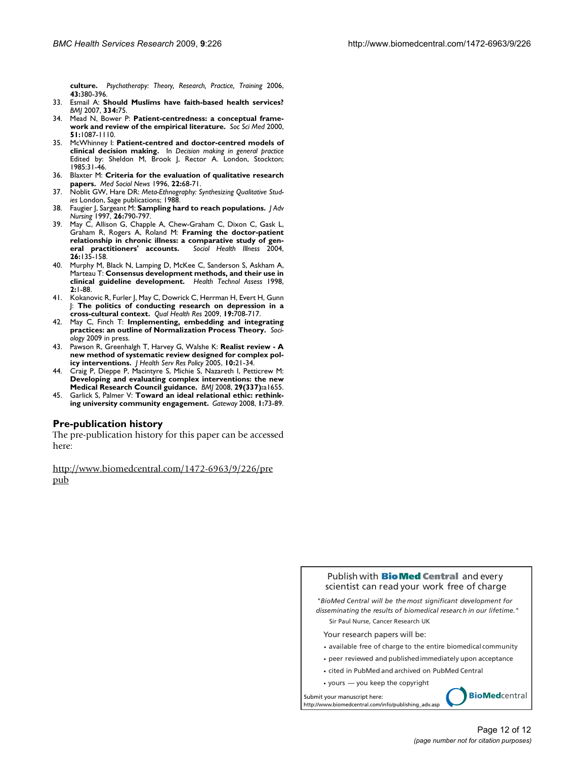**culture.** *Psychotherapy: Theory, Research, Practice, Training* 2006, **43:**380-396.

33. Esmail A: **Should Muslims have faith-based health services?** *BMJ* 2007, **334:**75.
34. Mead N, Bower P: **Patient-centredness: a conceptual framework and review of the empirical literature.** *Soc Sci Med* 2000, **51:**1087-1110.
35. McWhinney I: **Patient-centred and doctor-centred models of clinical decision making.** In *Decision making in general practice* Edited by: Sheldon M, Brook J, Rector A. London, Stockton; 1985:31-46.
36. Blaxter M: **Criteria for the evaluation of qualitative research papers.** *Med Sociol News* 1996, **22:**68-71.
37. Noblit GW, Hare DR: *Meta-Ethnography: Synthesizing Qualitative Studies* London, Sage publications; 1988.
38. Faugier J, Sargeant M: **Sampling hard to reach populations.** *J Adv Nursing* 1997, **26:**790-797.
39. May C, Allison G, Chapple A, Chew-Graham C, Dixon C, Gask L, Graham R, Rogers A, Roland M: **Framing the doctor-patient relationship in chronic illness: a comparative study of general practitioners' accounts.** *Sociol Health Illness* 2004, **26:**135-158.
40. Murphy M, Black N, Lamping D, McKee C, Sanderson S, Askham A, Marteau T: **Consensus development methods, and their use in clinical guideline development.** *Health Technol Assess* 1998, **2:**1-88.
41. Kokanovic R, Furler J, May C, Dowrick C, Herrman H, Evert H, Gunn J: **The politics of conducting research on depression in a cross-cultural context.** *Qual Health Res* 2009, **19:**708-717.
42. May C, Finch T: **Implementing, embedding and integrating practices: an outline of Normalization Process Theory.** *Sociology* 2009 in press.
43. Pawson R, Greenhalgh T, Harvey G, Walshe K: **Realist review - A new method of systematic review designed for complex policy interventions.** *J Health Serv Res Policy* 2005, **10:**21-34.
44. Craig P, Dieppe P, Macintyre S, Michie S, Nazareth I, Petticrew M: **Developing and evaluating complex interventions: the new Medical Research Council guidance.** *BMJ* 2008, **29(337):**a1655.
45. Garlick S, Palmer V: **Toward an ideal relational ethic: rethinking university community engagement.** *Gateway* 2008, **1:**73-89.

## Pre-publication history

The pre-publication history for this paper can be accessed here:

http://www.biomedcentral.com/1472-6963/9/226/prepub

Publish with **BioMed Central** and every scientist can read your work free of charge

"*BioMed Central will be the most significant development for disseminating the results of biomedical research in our lifetime.*"
Sir Paul Nurse, Cancer Research UK

Your research papers will be:

- available free of charge to the entire biomedical community
- peer reviewed and published immediately upon acceptance
- cited in PubMed and archived on PubMed Central
- yours — you keep the copyright

Submit your manuscript here:
http://www.biomedcentral.com/info/publishing_adv.asp

BioMedcentral